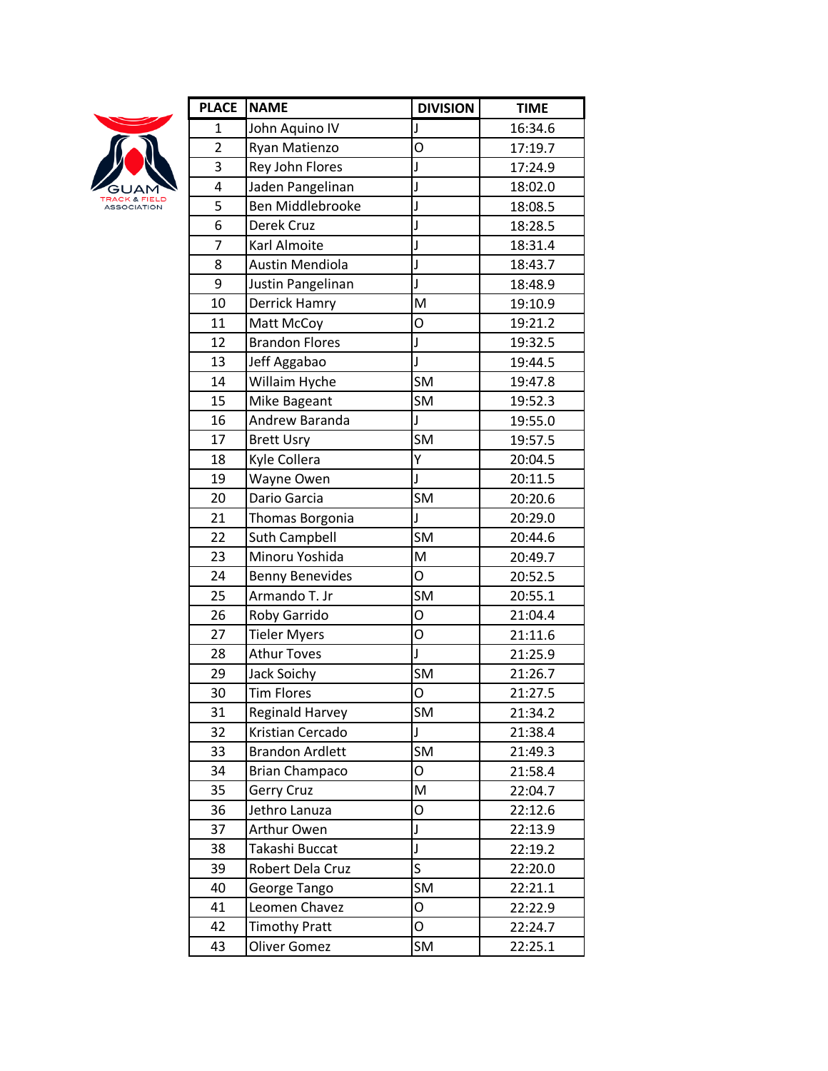GUAM TRACK & FIELD ASSOCIATION

| PLACE | NAME | DIVISION | TIME |
|---|---|---|---|
| 1 | John Aquino IV | J | 16:34.6 |
| 2 | Ryan Matienzo | O | 17:19.7 |
| 3 | Rey John Flores | J | 17:24.9 |
| 4 | Jaden Pangelinan | J | 18:02.0 |
| 5 | Ben Middlebrooke | J | 18:08.5 |
| 6 | Derek Cruz | J | 18:28.5 |
| 7 | Karl Almoite | J | 18:31.4 |
| 8 | Austin Mendiola | J | 18:43.7 |
| 9 | Justin Pangelinan | J | 18:48.9 |
| 10 | Derrick Hamry | M | 19:10.9 |
| 11 | Matt McCoy | O | 19:21.2 |
| 12 | Brandon Flores | J | 19:32.5 |
| 13 | Jeff Aggabao | J | 19:44.5 |
| 14 | Willaim Hyche | SM | 19:47.8 |
| 15 | Mike Bageant | SM | 19:52.3 |
| 16 | Andrew Baranda | J | 19:55.0 |
| 17 | Brett Usry | SM | 19:57.5 |
| 18 | Kyle Collera | Y | 20:04.5 |
| 19 | Wayne Owen | J | 20:11.5 |
| 20 | Dario Garcia | SM | 20:20.6 |
| 21 | Thomas Borgonia | J | 20:29.0 |
| 22 | Suth Campbell | SM | 20:44.6 |
| 23 | Minoru Yoshida | M | 20:49.7 |
| 24 | Benny Benevides | O | 20:52.5 |
| 25 | Armando T. Jr | SM | 20:55.1 |
| 26 | Roby Garrido | O | 21:04.4 |
| 27 | Tieler Myers | O | 21:11.6 |
| 28 | Athur Toves | J | 21:25.9 |
| 29 | Jack Soichy | SM | 21:26.7 |
| 30 | Tim Flores | O | 21:27.5 |
| 31 | Reginald Harvey | SM | 21:34.2 |
| 32 | Kristian Cercado | J | 21:38.4 |
| 33 | Brandon Ardlett | SM | 21:49.3 |
| 34 | Brian Champaco | O | 21:58.4 |
| 35 | Gerry Cruz | M | 22:04.7 |
| 36 | Jethro Lanuza | O | 22:12.6 |
| 37 | Arthur Owen | J | 22:13.9 |
| 38 | Takashi Buccat | J | 22:19.2 |
| 39 | Robert Dela Cruz | S | 22:20.0 |
| 40 | George Tango | SM | 22:21.1 |
| 41 | Leomen Chavez | O | 22:22.9 |
| 42 | Timothy Pratt | O | 22:24.7 |
| 43 | Oliver Gomez | SM | 22:25.1 |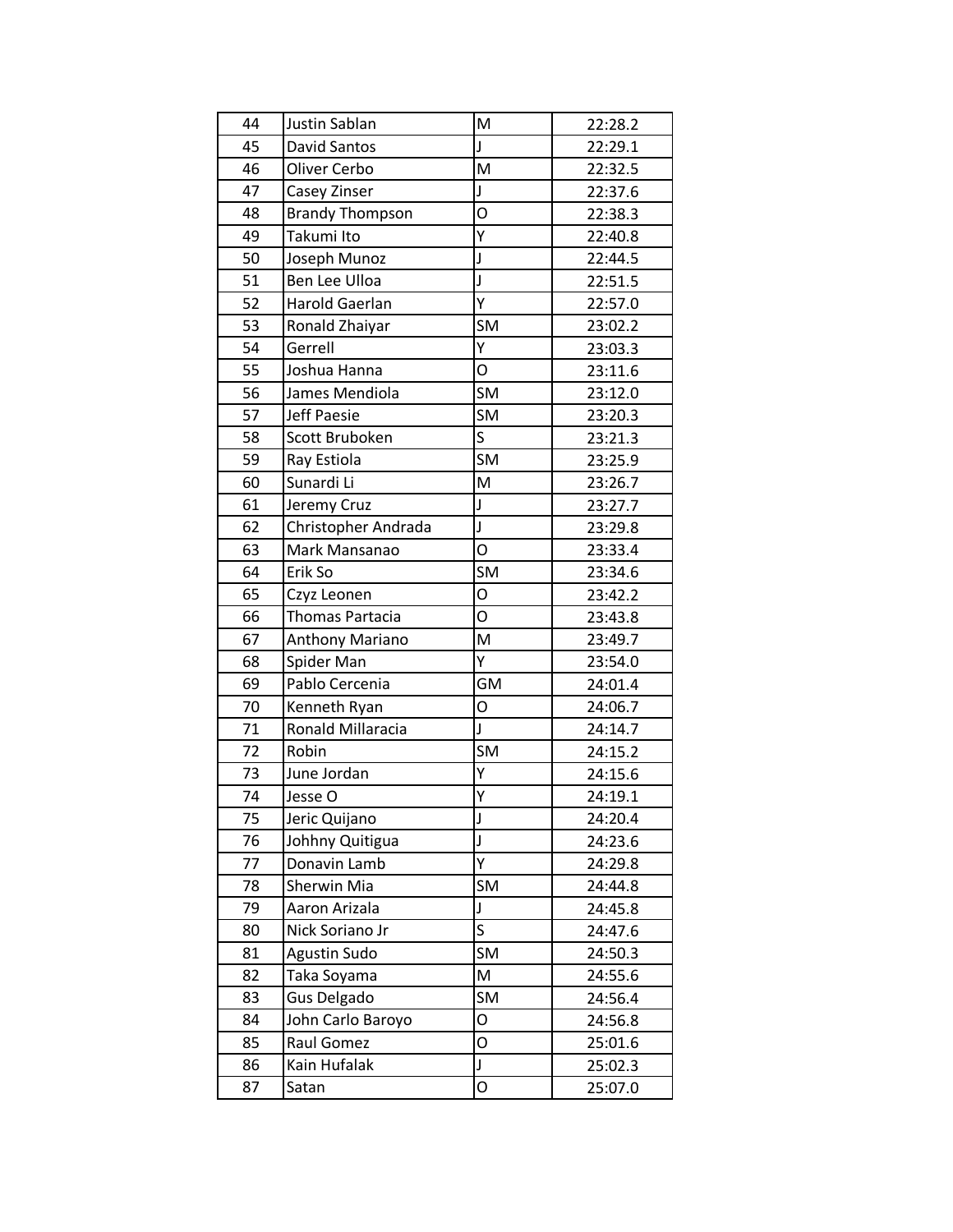| | | | |
|---|---|---|---|
| 44 | Justin Sablan | M | 22:28.2 |
| 45 | David Santos | J | 22:29.1 |
| 46 | Oliver Cerbo | M | 22:32.5 |
| 47 | Casey Zinser | J | 22:37.6 |
| 48 | Brandy Thompson | O | 22:38.3 |
| 49 | Takumi Ito | Y | 22:40.8 |
| 50 | Joseph Munoz | J | 22:44.5 |
| 51 | Ben Lee Ulloa | J | 22:51.5 |
| 52 | Harold Gaerlan | Y | 22:57.0 |
| 53 | Ronald Zhaiyar | SM | 23:02.2 |
| 54 | Gerrell | Y | 23:03.3 |
| 55 | Joshua Hanna | O | 23:11.6 |
| 56 | James Mendiola | SM | 23:12.0 |
| 57 | Jeff Paesie | SM | 23:20.3 |
| 58 | Scott Bruboken | S | 23:21.3 |
| 59 | Ray Estiola | SM | 23:25.9 |
| 60 | Sunardi Li | M | 23:26.7 |
| 61 | Jeremy Cruz | J | 23:27.7 |
| 62 | Christopher Andrada | J | 23:29.8 |
| 63 | Mark Mansanao | O | 23:33.4 |
| 64 | Erik So | SM | 23:34.6 |
| 65 | Czyz Leonen | O | 23:42.2 |
| 66 | Thomas Partacia | O | 23:43.8 |
| 67 | Anthony Mariano | M | 23:49.7 |
| 68 | Spider Man | Y | 23:54.0 |
| 69 | Pablo Cercenia | GM | 24:01.4 |
| 70 | Kenneth Ryan | O | 24:06.7 |
| 71 | Ronald Millaracia | J | 24:14.7 |
| 72 | Robin | SM | 24:15.2 |
| 73 | June Jordan | Y | 24:15.6 |
| 74 | Jesse O | Y | 24:19.1 |
| 75 | Jeric Quijano | J | 24:20.4 |
| 76 | Johhny Quitigua | J | 24:23.6 |
| 77 | Donavin Lamb | Y | 24:29.8 |
| 78 | Sherwin Mia | SM | 24:44.8 |
| 79 | Aaron Arizala | J | 24:45.8 |
| 80 | Nick Soriano Jr | S | 24:47.6 |
| 81 | Agustin Sudo | SM | 24:50.3 |
| 82 | Taka Soyama | M | 24:55.6 |
| 83 | Gus Delgado | SM | 24:56.4 |
| 84 | John Carlo Baroyo | O | 24:56.8 |
| 85 | Raul Gomez | O | 25:01.6 |
| 86 | Kain Hufalak | J | 25:02.3 |
| 87 | Satan | O | 25:07.0 |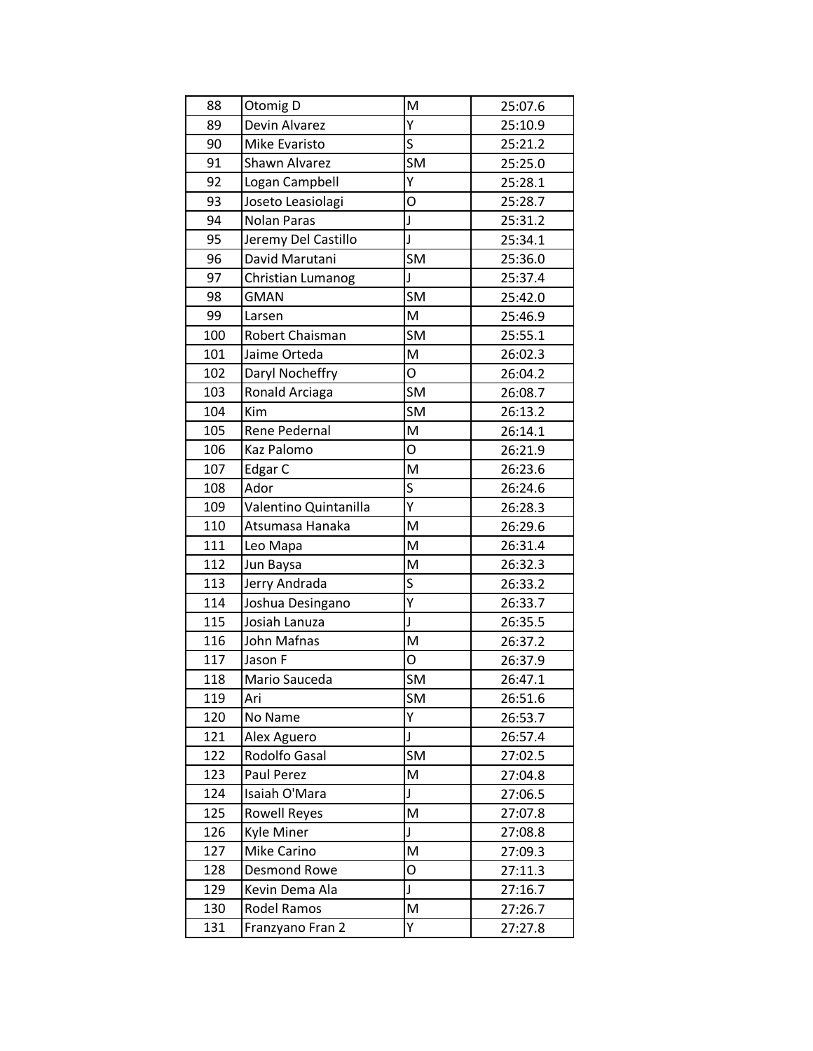| 88 | Otomig D | M | 25:07.6 |
|---|---|---|---|
| 89 | Devin Alvarez | Y | 25:10.9 |
| 90 | Mike Evaristo | S | 25:21.2 |
| 91 | Shawn Alvarez | SM | 25:25.0 |
| 92 | Logan Campbell | Y | 25:28.1 |
| 93 | Joseto Leasiolagi | O | 25:28.7 |
| 94 | Nolan Paras | J | 25:31.2 |
| 95 | Jeremy Del Castillo | J | 25:34.1 |
| 96 | David Marutani | SM | 25:36.0 |
| 97 | Christian Lumanog | J | 25:37.4 |
| 98 | GMAN | SM | 25:42.0 |
| 99 | Larsen | M | 25:46.9 |
| 100 | Robert Chaisman | SM | 25:55.1 |
| 101 | Jaime Orteda | M | 26:02.3 |
| 102 | Daryl Nocheffry | O | 26:04.2 |
| 103 | Ronald Arciaga | SM | 26:08.7 |
| 104 | Kim | SM | 26:13.2 |
| 105 | Rene Pedernal | M | 26:14.1 |
| 106 | Kaz Palomo | O | 26:21.9 |
| 107 | Edgar C | M | 26:23.6 |
| 108 | Ador | S | 26:24.6 |
| 109 | Valentino Quintanilla | Y | 26:28.3 |
| 110 | Atsumasa Hanaka | M | 26:29.6 |
| 111 | Leo Mapa | M | 26:31.4 |
| 112 | Jun Baysa | M | 26:32.3 |
| 113 | Jerry Andrada | S | 26:33.2 |
| 114 | Joshua Desingano | Y | 26:33.7 |
| 115 | Josiah Lanuza | J | 26:35.5 |
| 116 | John Mafnas | M | 26:37.2 |
| 117 | Jason F | O | 26:37.9 |
| 118 | Mario Sauceda | SM | 26:47.1 |
| 119 | Ari | SM | 26:51.6 |
| 120 | No Name | Y | 26:53.7 |
| 121 | Alex Aguero | J | 26:57.4 |
| 122 | Rodolfo Gasal | SM | 27:02.5 |
| 123 | Paul Perez | M | 27:04.8 |
| 124 | Isaiah O'Mara | J | 27:06.5 |
| 125 | Rowell Reyes | M | 27:07.8 |
| 126 | Kyle Miner | J | 27:08.8 |
| 127 | Mike Carino | M | 27:09.3 |
| 128 | Desmond Rowe | O | 27:11.3 |
| 129 | Kevin Dema Ala | J | 27:16.7 |
| 130 | Rodel Ramos | M | 27:26.7 |
| 131 | Franzyano Fran 2 | Y | 27:27.8 |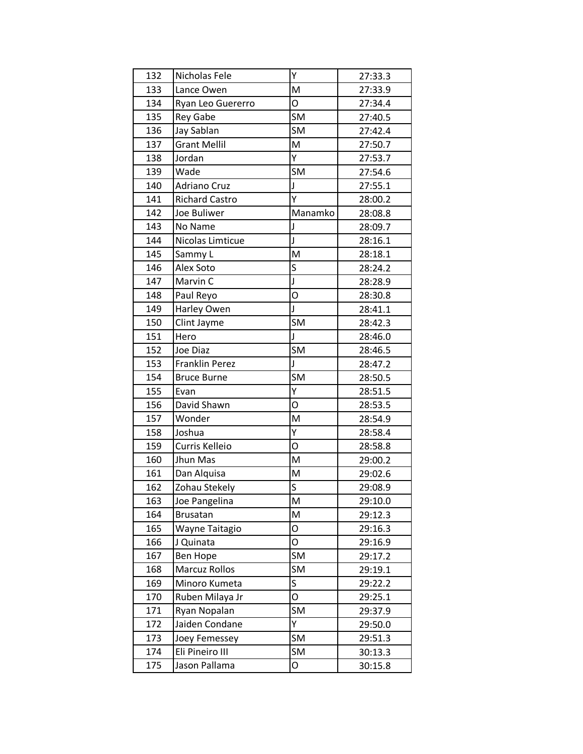| 132 | Nicholas Fele | Y | 27:33.3 |
|---|---|---|---|
| 133 | Lance Owen | M | 27:33.9 |
| 134 | Ryan Leo Guererro | O | 27:34.4 |
| 135 | Rey Gabe | SM | 27:40.5 |
| 136 | Jay Sablan | SM | 27:42.4 |
| 137 | Grant Mellil | M | 27:50.7 |
| 138 | Jordan | Y | 27:53.7 |
| 139 | Wade | SM | 27:54.6 |
| 140 | Adriano Cruz | J | 27:55.1 |
| 141 | Richard Castro | Y | 28:00.2 |
| 142 | Joe Buliwer | Manamko | 28:08.8 |
| 143 | No Name | J | 28:09.7 |
| 144 | Nicolas Limticue | J | 28:16.1 |
| 145 | Sammy L | M | 28:18.1 |
| 146 | Alex Soto | S | 28:24.2 |
| 147 | Marvin C | J | 28:28.9 |
| 148 | Paul Reyo | O | 28:30.8 |
| 149 | Harley Owen | J | 28:41.1 |
| 150 | Clint Jayme | SM | 28:42.3 |
| 151 | Hero | J | 28:46.0 |
| 152 | Joe Diaz | SM | 28:46.5 |
| 153 | Franklin Perez | J | 28:47.2 |
| 154 | Bruce Burne | SM | 28:50.5 |
| 155 | Evan | Y | 28:51.5 |
| 156 | David Shawn | O | 28:53.5 |
| 157 | Wonder | M | 28:54.9 |
| 158 | Joshua | Y | 28:58.4 |
| 159 | Curris Kelleio | O | 28:58.8 |
| 160 | Jhun Mas | M | 29:00.2 |
| 161 | Dan Alquisa | M | 29:02.6 |
| 162 | Zohau Stekely | S | 29:08.9 |
| 163 | Joe Pangelina | M | 29:10.0 |
| 164 | Brusatan | M | 29:12.3 |
| 165 | Wayne Taitagio | O | 29:16.3 |
| 166 | J Quinata | O | 29:16.9 |
| 167 | Ben Hope | SM | 29:17.2 |
| 168 | Marcuz Rollos | SM | 29:19.1 |
| 169 | Minoro Kumeta | S | 29:22.2 |
| 170 | Ruben Milaya Jr | O | 29:25.1 |
| 171 | Ryan Nopalan | SM | 29:37.9 |
| 172 | Jaiden Condane | Y | 29:50.0 |
| 173 | Joey Femessey | SM | 29:51.3 |
| 174 | Eli Pineiro III | SM | 30:13.3 |
| 175 | Jason Pallama | O | 30:15.8 |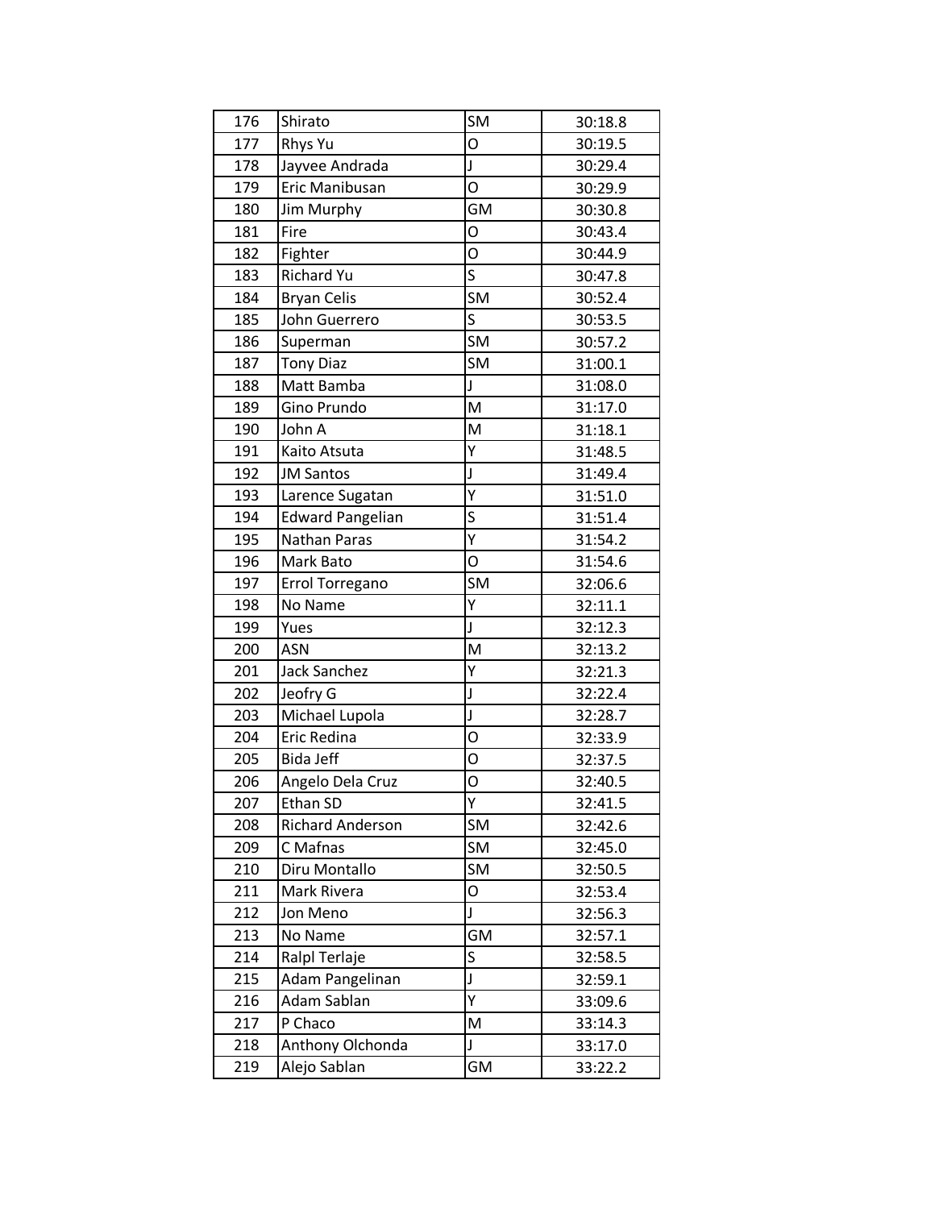| 176 | Shirato | SM | 30:18.8 |
|---|---|---|---|
| 177 | Rhys Yu | O | 30:19.5 |
| 178 | Jayvee Andrada | J | 30:29.4 |
| 179 | Eric Manibusan | O | 30:29.9 |
| 180 | Jim Murphy | GM | 30:30.8 |
| 181 | Fire | O | 30:43.4 |
| 182 | Fighter | O | 30:44.9 |
| 183 | Richard Yu | S | 30:47.8 |
| 184 | Bryan Celis | SM | 30:52.4 |
| 185 | John Guerrero | S | 30:53.5 |
| 186 | Superman | SM | 30:57.2 |
| 187 | Tony Diaz | SM | 31:00.1 |
| 188 | Matt Bamba | J | 31:08.0 |
| 189 | Gino Prundo | M | 31:17.0 |
| 190 | John A | M | 31:18.1 |
| 191 | Kaito Atsuta | Y | 31:48.5 |
| 192 | JM Santos | J | 31:49.4 |
| 193 | Larence Sugatan | Y | 31:51.0 |
| 194 | Edward Pangelian | S | 31:51.4 |
| 195 | Nathan Paras | Y | 31:54.2 |
| 196 | Mark Bato | O | 31:54.6 |
| 197 | Errol Torregano | SM | 32:06.6 |
| 198 | No Name | Y | 32:11.1 |
| 199 | Yues | J | 32:12.3 |
| 200 | ASN | M | 32:13.2 |
| 201 | Jack Sanchez | Y | 32:21.3 |
| 202 | Jeofry G | J | 32:22.4 |
| 203 | Michael Lupola | J | 32:28.7 |
| 204 | Eric Redina | O | 32:33.9 |
| 205 | Bida Jeff | O | 32:37.5 |
| 206 | Angelo Dela Cruz | O | 32:40.5 |
| 207 | Ethan SD | Y | 32:41.5 |
| 208 | Richard Anderson | SM | 32:42.6 |
| 209 | C Mafnas | SM | 32:45.0 |
| 210 | Diru Montallo | SM | 32:50.5 |
| 211 | Mark Rivera | O | 32:53.4 |
| 212 | Jon Meno | J | 32:56.3 |
| 213 | No Name | GM | 32:57.1 |
| 214 | Ralpl Terlaje | S | 32:58.5 |
| 215 | Adam Pangelinan | J | 32:59.1 |
| 216 | Adam Sablan | Y | 33:09.6 |
| 217 | P Chaco | M | 33:14.3 |
| 218 | Anthony Olchonda | J | 33:17.0 |
| 219 | Alejo Sablan | GM | 33:22.2 |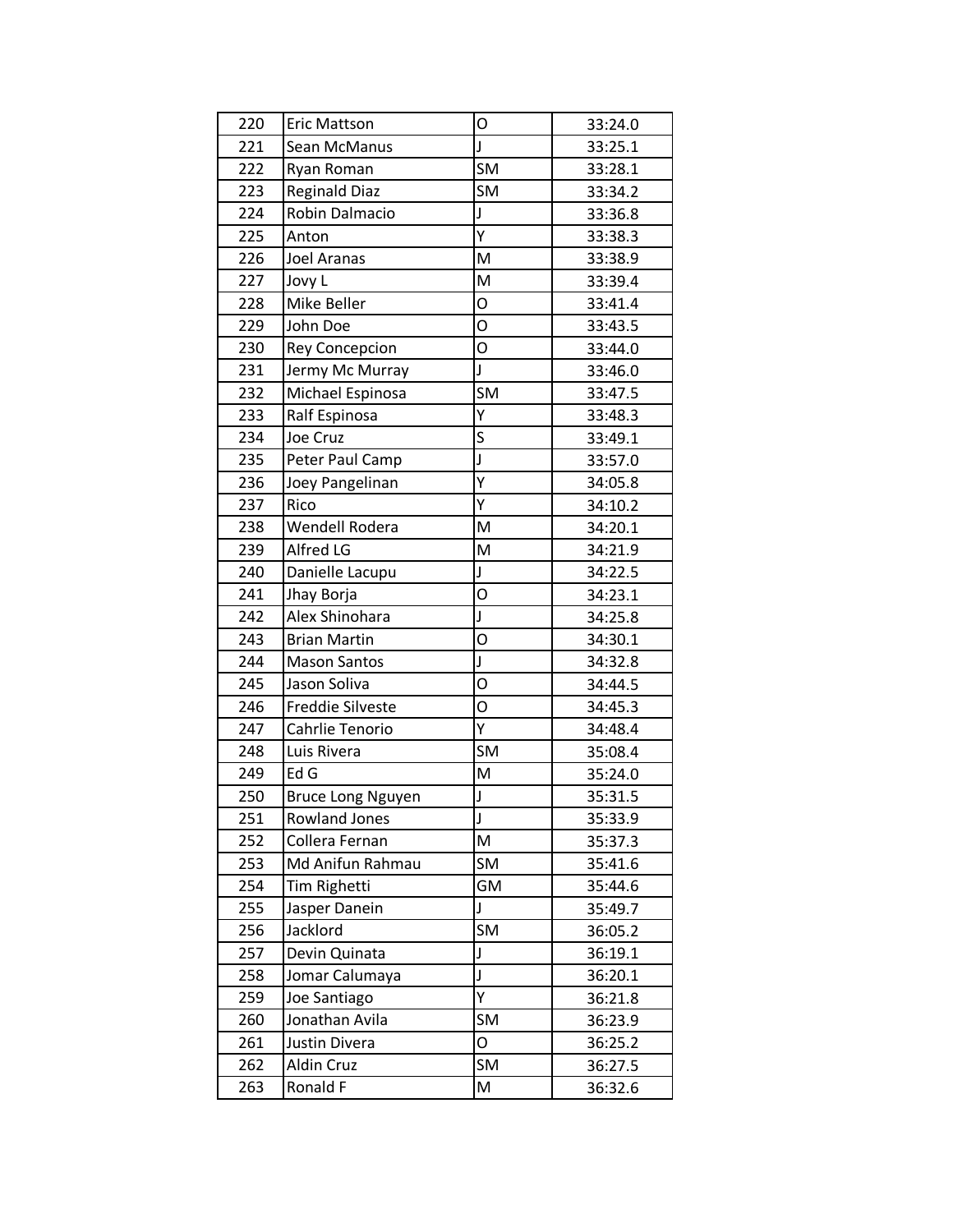| 220 | Eric Mattson | O | 33:24.0 |
|---|---|---|---|
| 221 | Sean McManus | J | 33:25.1 |
| 222 | Ryan Roman | SM | 33:28.1 |
| 223 | Reginald Diaz | SM | 33:34.2 |
| 224 | Robin Dalmacio | J | 33:36.8 |
| 225 | Anton | Y | 33:38.3 |
| 226 | Joel Aranas | M | 33:38.9 |
| 227 | Jovy L | M | 33:39.4 |
| 228 | Mike Beller | O | 33:41.4 |
| 229 | John Doe | O | 33:43.5 |
| 230 | Rey Concepcion | O | 33:44.0 |
| 231 | Jermy Mc Murray | J | 33:46.0 |
| 232 | Michael Espinosa | SM | 33:47.5 |
| 233 | Ralf Espinosa | Y | 33:48.3 |
| 234 | Joe Cruz | S | 33:49.1 |
| 235 | Peter Paul Camp | J | 33:57.0 |
| 236 | Joey Pangelinan | Y | 34:05.8 |
| 237 | Rico | Y | 34:10.2 |
| 238 | Wendell Rodera | M | 34:20.1 |
| 239 | Alfred LG | M | 34:21.9 |
| 240 | Danielle Lacupu | J | 34:22.5 |
| 241 | Jhay Borja | O | 34:23.1 |
| 242 | Alex Shinohara | J | 34:25.8 |
| 243 | Brian Martin | O | 34:30.1 |
| 244 | Mason Santos | J | 34:32.8 |
| 245 | Jason Soliva | O | 34:44.5 |
| 246 | Freddie Silveste | O | 34:45.3 |
| 247 | Cahrlie Tenorio | Y | 34:48.4 |
| 248 | Luis Rivera | SM | 35:08.4 |
| 249 | Ed G | M | 35:24.0 |
| 250 | Bruce Long Nguyen | J | 35:31.5 |
| 251 | Rowland Jones | J | 35:33.9 |
| 252 | Collera Fernan | M | 35:37.3 |
| 253 | Md Anifun Rahmau | SM | 35:41.6 |
| 254 | Tim Righetti | GM | 35:44.6 |
| 255 | Jasper Danein | J | 35:49.7 |
| 256 | Jacklord | SM | 36:05.2 |
| 257 | Devin Quinata | J | 36:19.1 |
| 258 | Jomar Calumaya | J | 36:20.1 |
| 259 | Joe Santiago | Y | 36:21.8 |
| 260 | Jonathan Avila | SM | 36:23.9 |
| 261 | Justin Divera | O | 36:25.2 |
| 262 | Aldin Cruz | SM | 36:27.5 |
| 263 | Ronald F | M | 36:32.6 |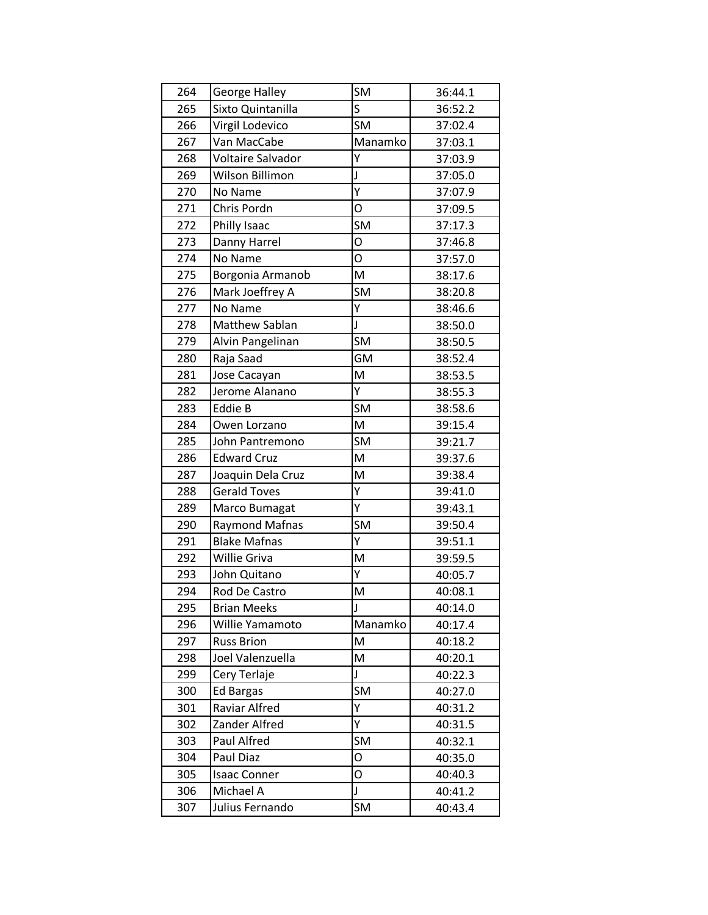| | | | |
|---|---|---|---|
| 264 | George Halley | SM | 36:44.1 |
| 265 | Sixto Quintanilla | S | 36:52.2 |
| 266 | Virgil Lodevico | SM | 37:02.4 |
| 267 | Van MacCabe | Manamko | 37:03.1 |
| 268 | Voltaire Salvador | Y | 37:03.9 |
| 269 | Wilson Billimon | J | 37:05.0 |
| 270 | No Name | Y | 37:07.9 |
| 271 | Chris Pordn | O | 37:09.5 |
| 272 | Philly Isaac | SM | 37:17.3 |
| 273 | Danny Harrel | O | 37:46.8 |
| 274 | No Name | O | 37:57.0 |
| 275 | Borgonia Armanob | M | 38:17.6 |
| 276 | Mark Joeffrey A | SM | 38:20.8 |
| 277 | No Name | Y | 38:46.6 |
| 278 | Matthew Sablan | J | 38:50.0 |
| 279 | Alvin Pangelinan | SM | 38:50.5 |
| 280 | Raja Saad | GM | 38:52.4 |
| 281 | Jose Cacayan | M | 38:53.5 |
| 282 | Jerome Alanano | Y | 38:55.3 |
| 283 | Eddie B | SM | 38:58.6 |
| 284 | Owen Lorzano | M | 39:15.4 |
| 285 | John Pantremono | SM | 39:21.7 |
| 286 | Edward Cruz | M | 39:37.6 |
| 287 | Joaquin Dela Cruz | M | 39:38.4 |
| 288 | Gerald Toves | Y | 39:41.0 |
| 289 | Marco Bumagat | Y | 39:43.1 |
| 290 | Raymond Mafnas | SM | 39:50.4 |
| 291 | Blake Mafnas | Y | 39:51.1 |
| 292 | Willie Griva | M | 39:59.5 |
| 293 | John Quitano | Y | 40:05.7 |
| 294 | Rod De Castro | M | 40:08.1 |
| 295 | Brian Meeks | J | 40:14.0 |
| 296 | Willie Yamamoto | Manamko | 40:17.4 |
| 297 | Russ Brion | M | 40:18.2 |
| 298 | Joel Valenzuella | M | 40:20.1 |
| 299 | Cery Terlaje | J | 40:22.3 |
| 300 | Ed Bargas | SM | 40:27.0 |
| 301 | Raviar Alfred | Y | 40:31.2 |
| 302 | Zander Alfred | Y | 40:31.5 |
| 303 | Paul Alfred | SM | 40:32.1 |
| 304 | Paul Diaz | O | 40:35.0 |
| 305 | Isaac Conner | O | 40:40.3 |
| 306 | Michael A | J | 40:41.2 |
| 307 | Julius Fernando | SM | 40:43.4 |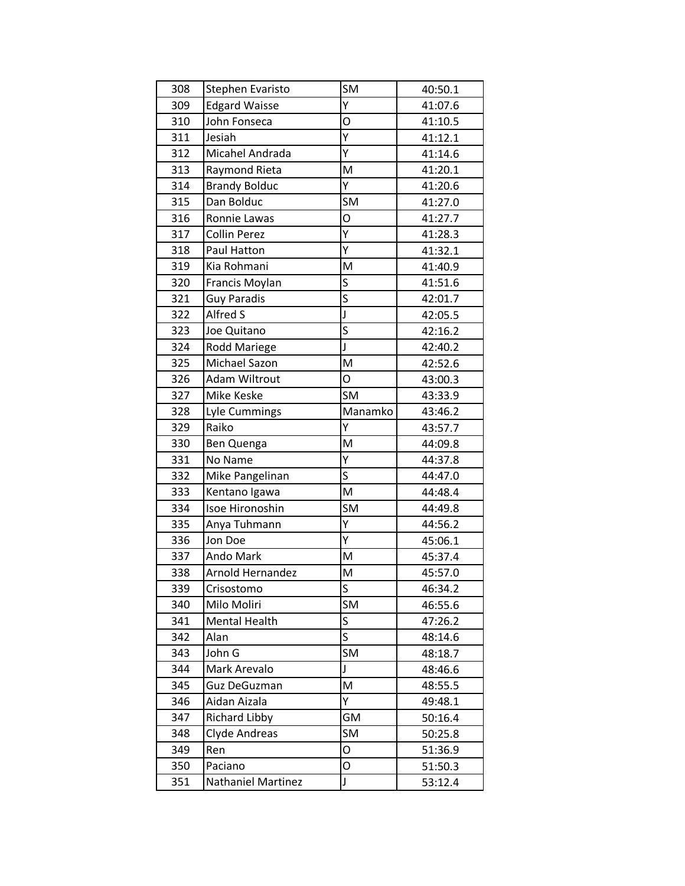| | | | |
|---|---|---|---|
| 308 | Stephen Evaristo | SM | 40:50.1 |
| 309 | Edgard Waisse | Y | 41:07.6 |
| 310 | John Fonseca | O | 41:10.5 |
| 311 | Jesiah | Y | 41:12.1 |
| 312 | Micahel Andrada | Y | 41:14.6 |
| 313 | Raymond Rieta | M | 41:20.1 |
| 314 | Brandy Bolduc | Y | 41:20.6 |
| 315 | Dan Bolduc | SM | 41:27.0 |
| 316 | Ronnie Lawas | O | 41:27.7 |
| 317 | Collin Perez | Y | 41:28.3 |
| 318 | Paul Hatton | Y | 41:32.1 |
| 319 | Kia Rohmani | M | 41:40.9 |
| 320 | Francis Moylan | S | 41:51.6 |
| 321 | Guy Paradis | S | 42:01.7 |
| 322 | Alfred S | J | 42:05.5 |
| 323 | Joe Quitano | S | 42:16.2 |
| 324 | Rodd Mariege | J | 42:40.2 |
| 325 | Michael Sazon | M | 42:52.6 |
| 326 | Adam Wiltrout | O | 43:00.3 |
| 327 | Mike Keske | SM | 43:33.9 |
| 328 | Lyle Cummings | Manamko | 43:46.2 |
| 329 | Raiko | Y | 43:57.7 |
| 330 | Ben Quenga | M | 44:09.8 |
| 331 | No Name | Y | 44:37.8 |
| 332 | Mike Pangelinan | S | 44:47.0 |
| 333 | Kentano Igawa | M | 44:48.4 |
| 334 | Isoe Hironoshin | SM | 44:49.8 |
| 335 | Anya Tuhmann | Y | 44:56.2 |
| 336 | Jon Doe | Y | 45:06.1 |
| 337 | Ando Mark | M | 45:37.4 |
| 338 | Arnold Hernandez | M | 45:57.0 |
| 339 | Crisostomo | S | 46:34.2 |
| 340 | Milo Moliri | SM | 46:55.6 |
| 341 | Mental Health | S | 47:26.2 |
| 342 | Alan | S | 48:14.6 |
| 343 | John G | SM | 48:18.7 |
| 344 | Mark Arevalo | J | 48:46.6 |
| 345 | Guz DeGuzman | M | 48:55.5 |
| 346 | Aidan Aizala | Y | 49:48.1 |
| 347 | Richard Libby | GM | 50:16.4 |
| 348 | Clyde Andreas | SM | 50:25.8 |
| 349 | Ren | O | 51:36.9 |
| 350 | Paciano | O | 51:50.3 |
| 351 | Nathaniel Martinez | J | 53:12.4 |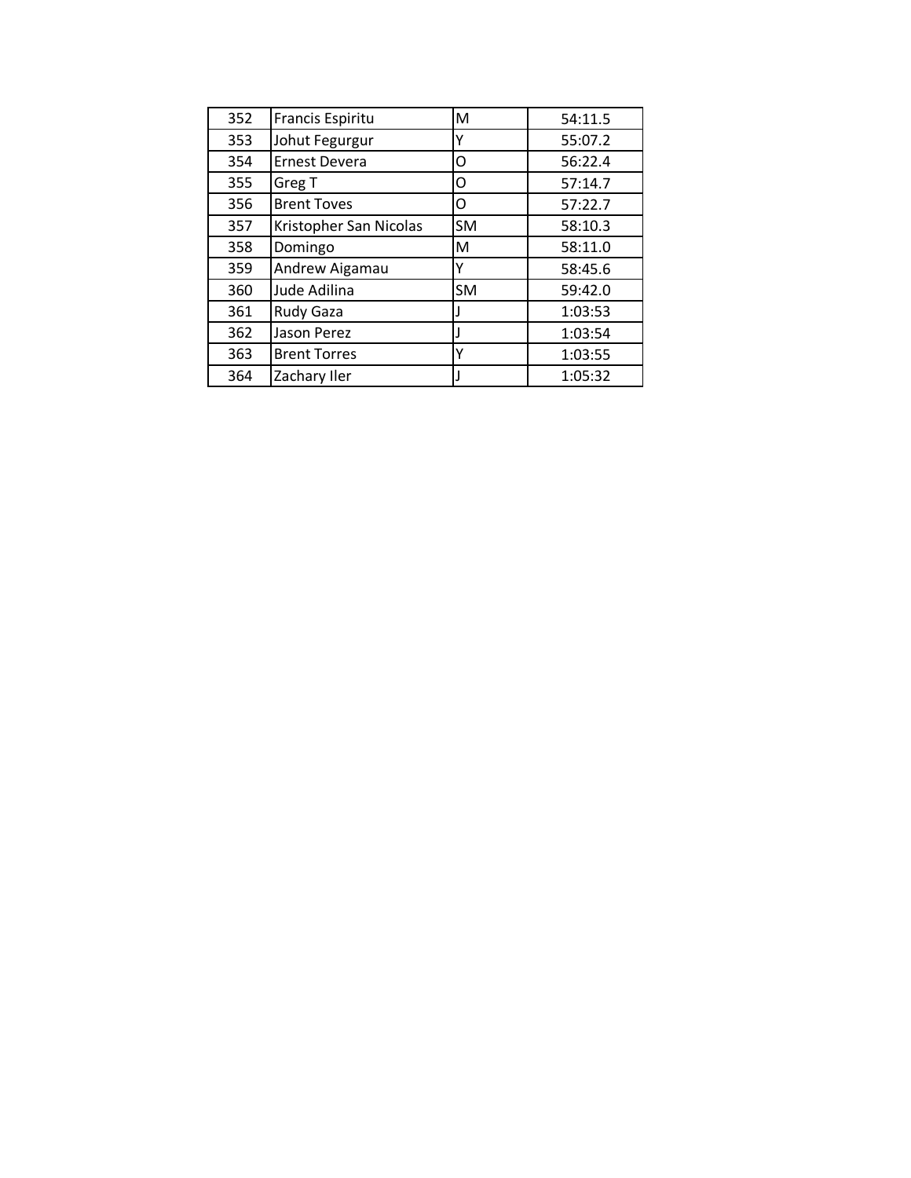| | | | |
|---|---|---|---|
| 352 | Francis Espiritu | M | 54:11.5 |
| 353 | Johut Fegurgur | Y | 55:07.2 |
| 354 | Ernest Devera | O | 56:22.4 |
| 355 | Greg T | O | 57:14.7 |
| 356 | Brent Toves | O | 57:22.7 |
| 357 | Kristopher San Nicolas | SM | 58:10.3 |
| 358 | Domingo | M | 58:11.0 |
| 359 | Andrew Aigamau | Y | 58:45.6 |
| 360 | Jude Adilina | SM | 59:42.0 |
| 361 | Rudy Gaza | J | 1:03:53 |
| 362 | Jason Perez | J | 1:03:54 |
| 363 | Brent Torres | Y | 1:03:55 |
| 364 | Zachary Iler | J | 1:05:32 |